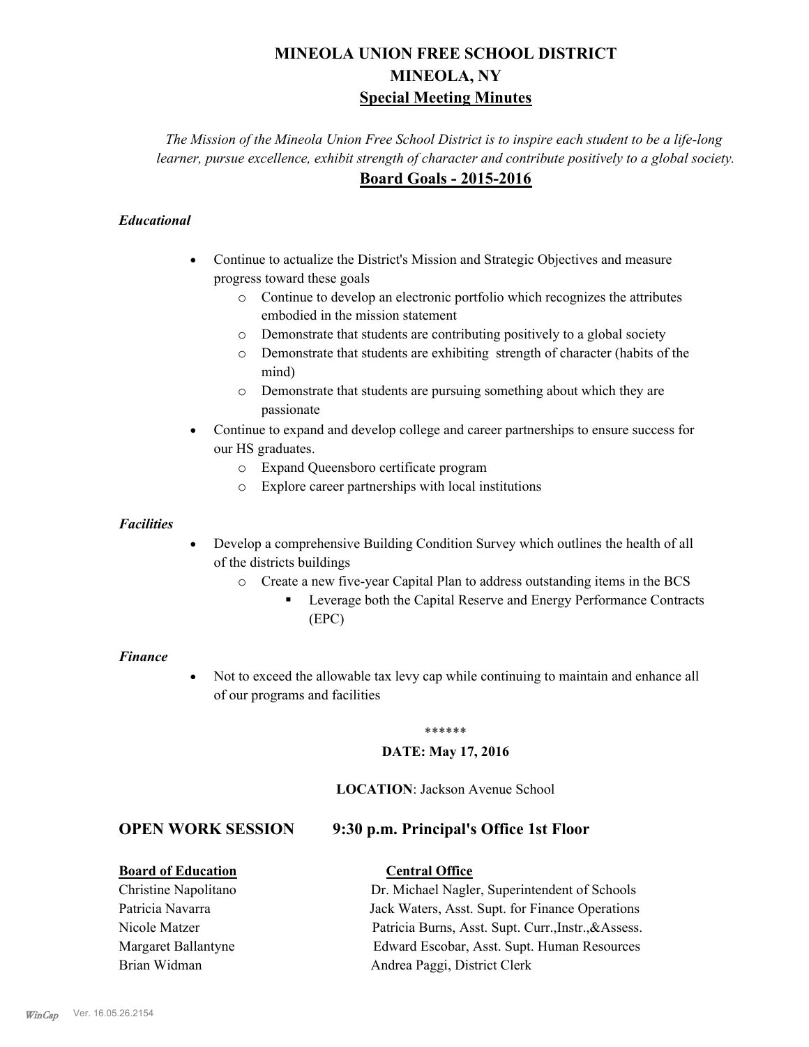# MINEOLA UNION FREE SCHOOL DISTRICT
# MINEOLA, NY
## Special Meeting Minutes

*The Mission of the Mineola Union Free School District is to inspire each student to be a life-long learner, pursue excellence, exhibit strength of character and contribute positively to a global society.*

## Board Goals - 2015-2016

### *Educational*

- Continue to actualize the District's Mission and Strategic Objectives and measure progress toward these goals
  - Continue to develop an electronic portfolio which recognizes the attributes embodied in the mission statement
  - Demonstrate that students are contributing positively to a global society
  - Demonstrate that students are exhibiting strength of character (habits of the mind)
  - Demonstrate that students are pursuing something about which they are passionate
- Continue to expand and develop college and career partnerships to ensure success for our HS graduates.
  - Expand Queensboro certificate program
  - Explore career partnerships with local institutions

### *Facilities*

- Develop a comprehensive Building Condition Survey which outlines the health of all of the districts buildings
  - Create a new five-year Capital Plan to address outstanding items in the BCS
    - Leverage both the Capital Reserve and Energy Performance Contracts (EPC)

### *Finance*

- Not to exceed the allowable tax levy cap while continuing to maintain and enhance all of our programs and facilities

\*\*\*\*\*\*

**DATE: May 17, 2016**

**LOCATION**: Jackson Avenue School

## OPEN WORK SESSION 9:30 p.m. Principal's Office 1st Floor

| **Board of Education** | **Central Office** |
|---|---|
| Christine Napolitano | Dr. Michael Nagler, Superintendent of Schools |
| Patricia Navarra | Jack Waters, Asst. Supt. for Finance Operations |
| Nicole Matzer | Patricia Burns, Asst. Supt. Curr.,Instr.,&Assess. |
| Margaret Ballantyne | Edward Escobar, Asst. Supt. Human Resources |
| Brian Widman | Andrea Paggi, District Clerk |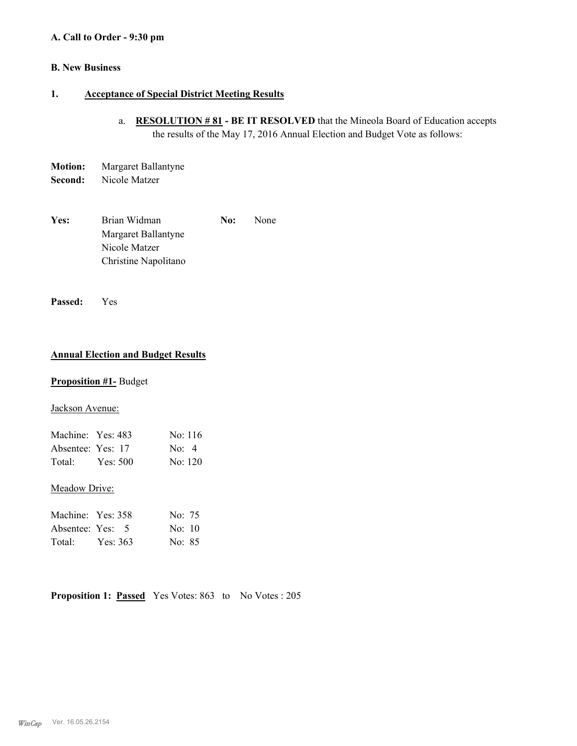**A. Call to Order - 9:30 pm**

**B. New Business**

**1. Acceptance of Special District Meeting Results**

a. **RESOLUTION # 81 - BE IT RESOLVED** that the Mineola Board of Education accepts the results of the May 17, 2016 Annual Election and Budget Vote as follows:

**Motion:** Margaret Ballantyne
**Second:** Nicole Matzer

**Yes:** Brian Widman, Margaret Ballantyne, Nicole Matzer, Christine Napolitano
**No:** None

**Passed:** Yes

**Annual Election and Budget Results**

**Proposition #1-** Budget

Jackson Avenue:

| | Yes | No |
|---|---|---|
| Machine: | 483 | 116 |
| Absentee: | 17 | 4 |
| Total: | 500 | 120 |

Meadow Drive:

| | Yes | No |
|---|---|---|
| Machine: | 358 | 75 |
| Absentee: | 5 | 10 |
| Total: | 363 | 85 |

**Proposition 1: Passed** Yes Votes: 863 to No Votes : 205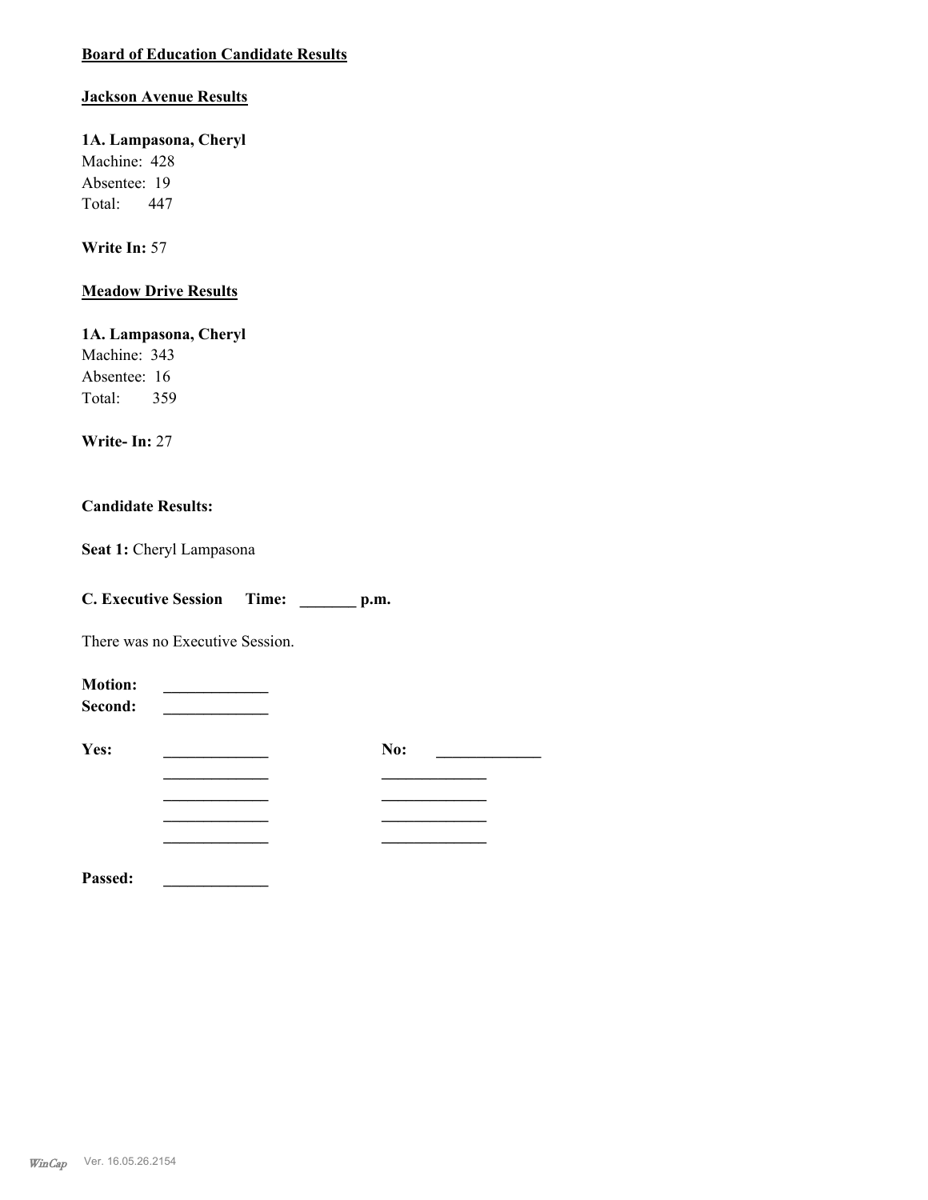**Board of Education Candidate Results**

**Jackson Avenue Results**

**1A. Lampasona, Cheryl**
Machine: 428
Absentee: 19
Total: 447

**Write In:** 57

**Meadow Drive Results**

**1A. Lampasona, Cheryl**
Machine: 343
Absentee: 16
Total: 359

**Write- In:** 27

**Candidate Results:**

**Seat 1:** Cheryl Lampasona

**C. Executive Session Time: _______ p.m.**

There was no Executive Session.

**Motion:** _____________
**Second:** _____________

**Yes:** _____________ **No:** _____________
_____________ _____________
_____________ _____________
_____________ _____________
_____________ _____________

**Passed:** _____________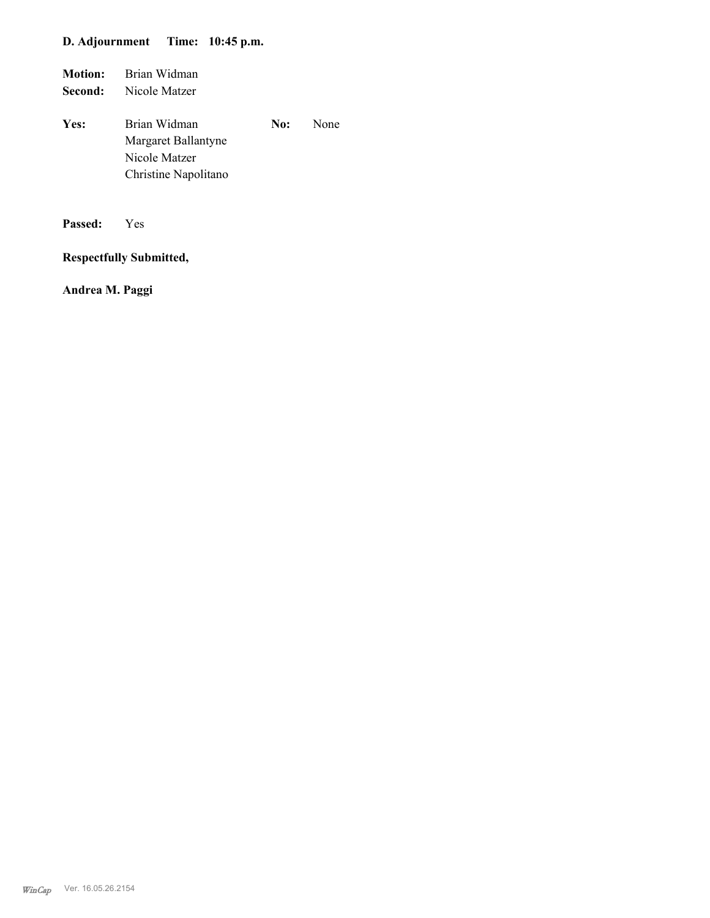**D. Adjournment Time: 10:45 p.m.**

**Motion:** Brian Widman
**Second:** Nicole Matzer

| | | | |
|---|---|---|---|
| **Yes:** | Brian Widman | **No:** | None |
| | Margaret Ballantyne | | |
| | Nicole Matzer | | |
| | Christine Napolitano | | |

**Passed:** Yes

**Respectfully Submitted,**

**Andrea M. Paggi**